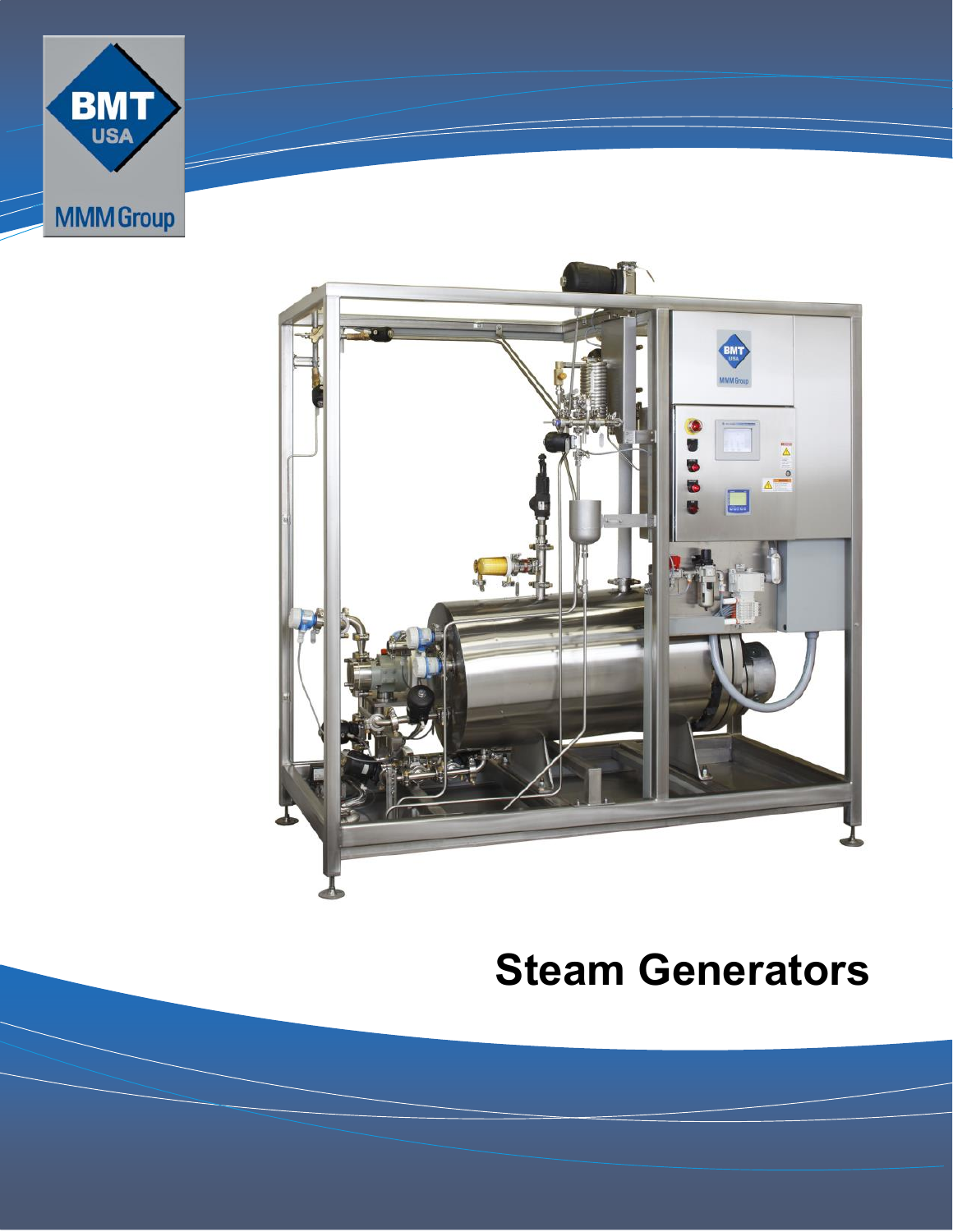BMT USA

MMM Group

# Steam Generators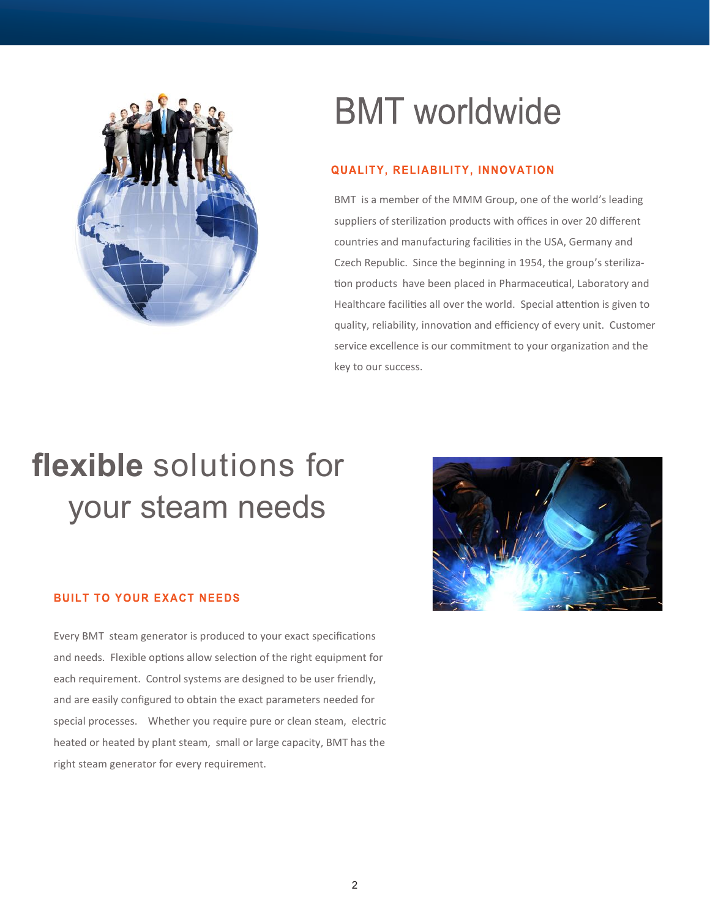# BMT worldwide

### QUALITY, RELIABILITY, INNOVATION

BMT is a member of the MMM Group, one of the world's leading suppliers of sterilization products with offices in over 20 different countries and manufacturing facilities in the USA, Germany and Czech Republic. Since the beginning in 1954, the group's sterilization products have been placed in Pharmaceutical, Laboratory and Healthcare facilities all over the world. Special attention is given to quality, reliability, innovation and efficiency of every unit. Customer service excellence is our commitment to your organization and the key to our success.

# **flexible** solutions for your steam needs

### BUILT TO YOUR EXACT NEEDS

Every BMT steam generator is produced to your exact specifications and needs. Flexible options allow selection of the right equipment for each requirement. Control systems are designed to be user friendly, and are easily configured to obtain the exact parameters needed for special processes. Whether you require pure or clean steam, electric heated or heated by plant steam, small or large capacity, BMT has the right steam generator for every requirement.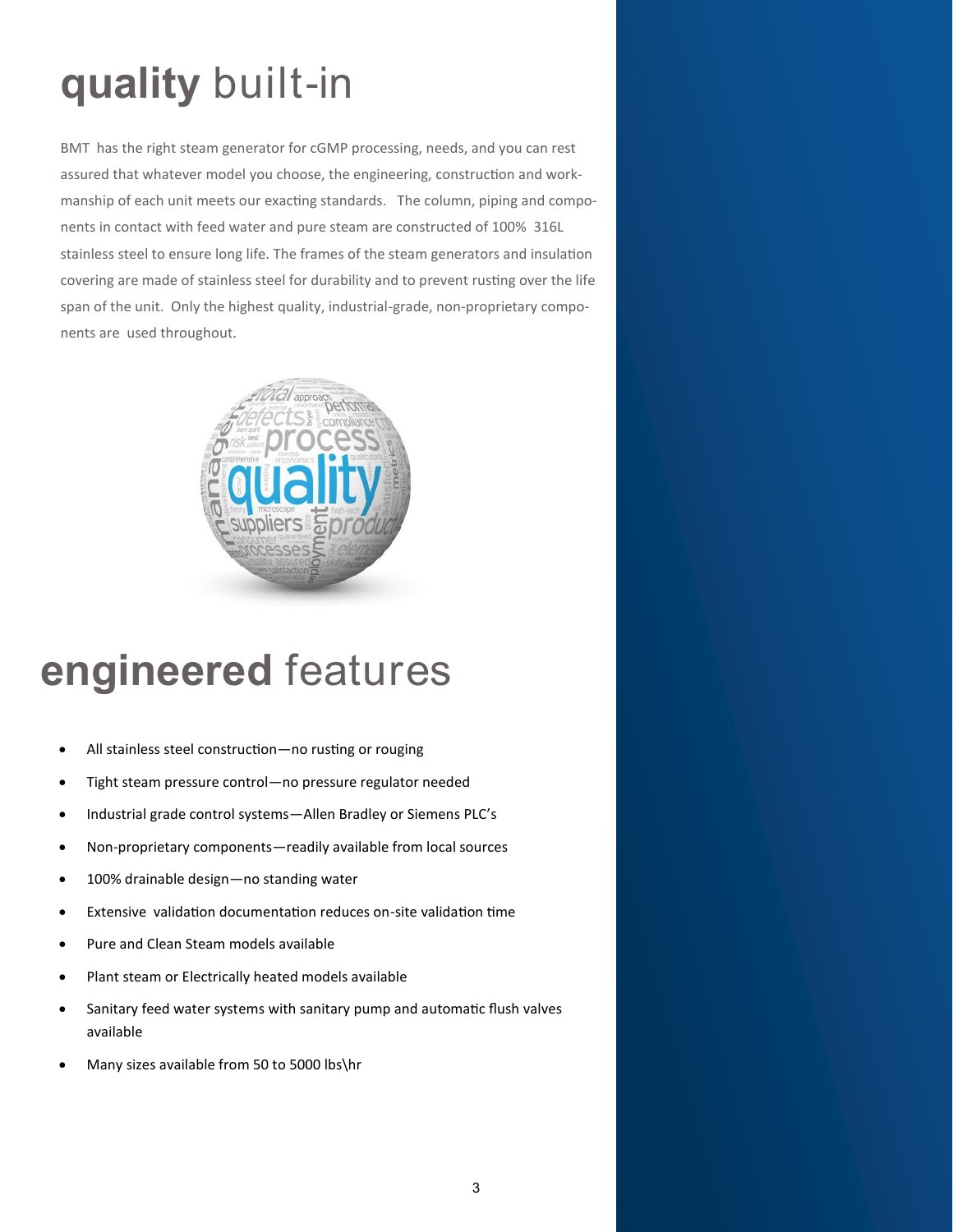# **quality** built-in

BMT has the right steam generator for cGMP processing, needs, and you can rest assured that whatever model you choose, the engineering, construction and workmanship of each unit meets our exacting standards. The column, piping and components in contact with feed water and pure steam are constructed of 100% 316L stainless steel to ensure long life. The frames of the steam generators and insulation covering are made of stainless steel for durability and to prevent rusting over the life span of the unit. Only the highest quality, industrial-grade, non-proprietary components are used throughout.

# **engineered** features

- All stainless steel construction—no rusting or rouging
- Tight steam pressure control—no pressure regulator needed
- Industrial grade control systems—Allen Bradley or Siemens PLC's
- Non-proprietary components—readily available from local sources
- 100% drainable design—no standing water
- Extensive validation documentation reduces on-site validation time
- Pure and Clean Steam models available
- Plant steam or Electrically heated models available
- Sanitary feed water systems with sanitary pump and automatic flush valves available
- Many sizes available from 50 to 5000 lbs\hr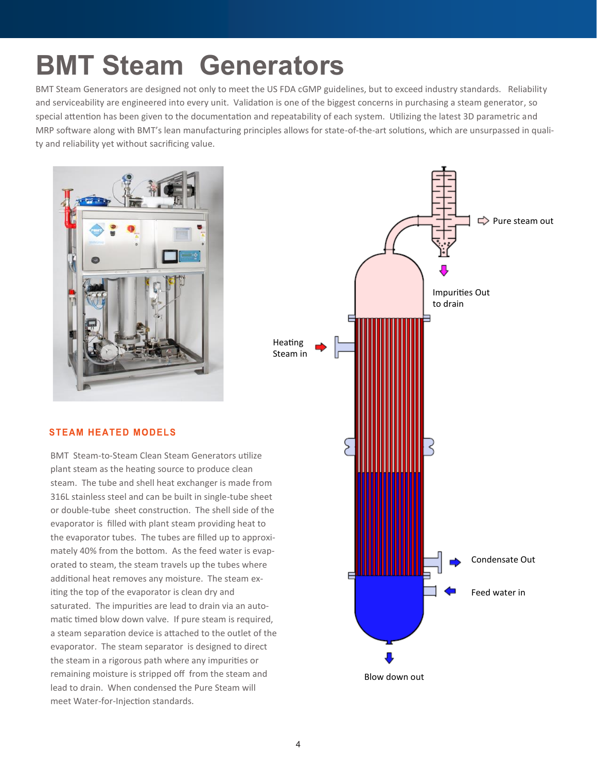# BMT Steam Generators

BMT Steam Generators are designed not only to meet the US FDA cGMP guidelines, but to exceed industry standards. Reliability and serviceability are engineered into every unit. Validation is one of the biggest concerns in purchasing a steam generator, so special attention has been given to the documentation and repeatability of each system. Utilizing the latest 3D parametric and MRP software along with BMT's lean manufacturing principles allows for state-of-the-art solutions, which are unsurpassed in quality and reliability yet without sacrificing value.

## STEAM HEATED MODELS

BMT Steam-to-Steam Clean Steam Generators utilize plant steam as the heating source to produce clean steam. The tube and shell heat exchanger is made from 316L stainless steel and can be built in single-tube sheet or double-tube sheet construction. The shell side of the evaporator is filled with plant steam providing heat to the evaporator tubes. The tubes are filled up to approximately 40% from the bottom. As the feed water is evaporated to steam, the steam travels up the tubes where additional heat removes any moisture. The steam exiting the top of the evaporator is clean dry and saturated. The impurities are lead to drain via an automatic timed blow down valve. If pure steam is required, a steam separation device is attached to the outlet of the evaporator. The steam separator is designed to direct the steam in a rigorous path where any impurities or remaining moisture is stripped off from the steam and lead to drain. When condensed the Pure Steam will meet Water-for-Injection standards.

Pure steam out

Impurities Out to drain

Heating Steam in

Condensate Out

Feed water in

Blow down out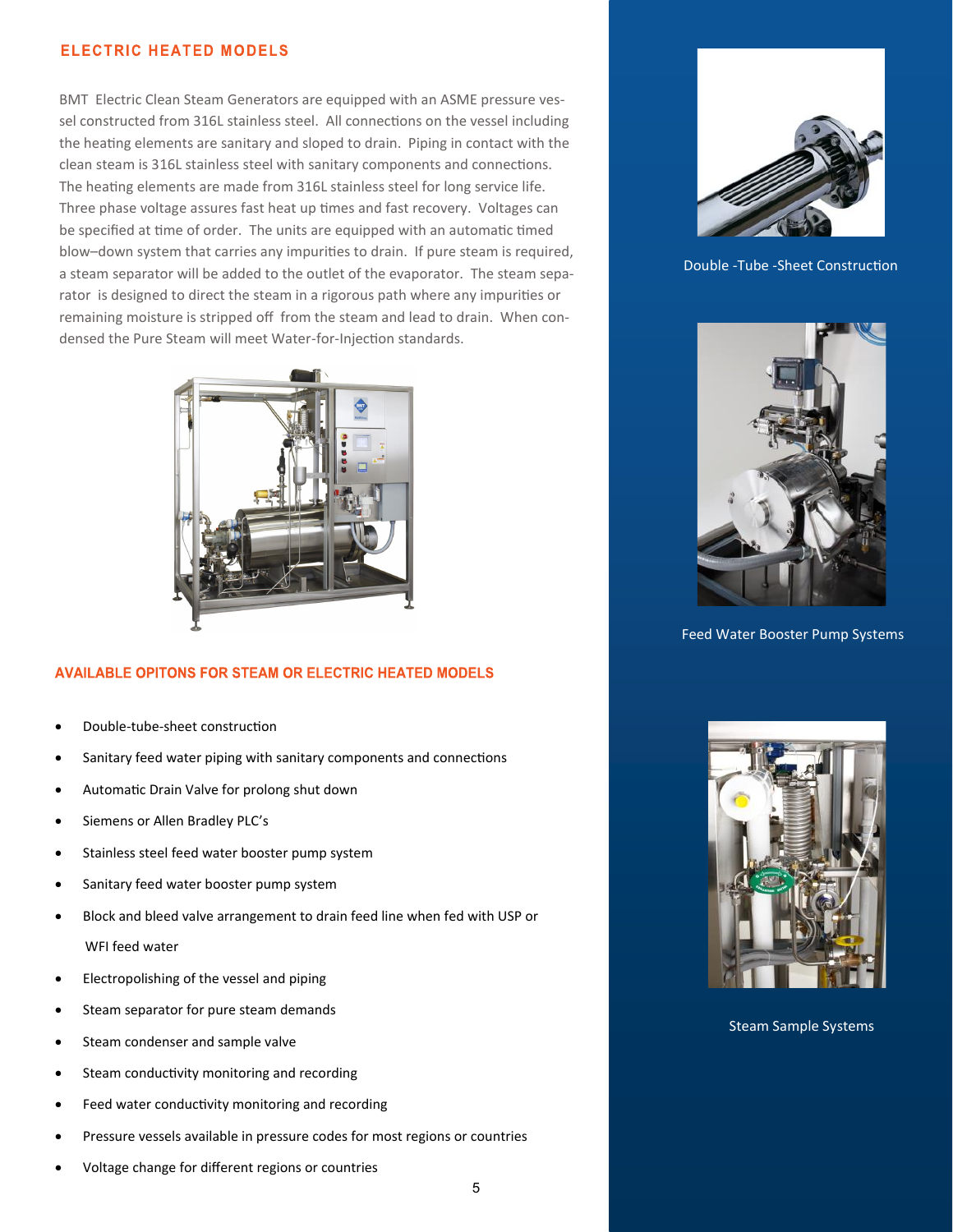## ELECTRIC HEATED MODELS

BMT Electric Clean Steam Generators are equipped with an ASME pressure vessel constructed from 316L stainless steel. All connections on the vessel including the heating elements are sanitary and sloped to drain. Piping in contact with the clean steam is 316L stainless steel with sanitary components and connections. The heating elements are made from 316L stainless steel for long service life. Three phase voltage assures fast heat up times and fast recovery. Voltages can be specified at time of order. The units are equipped with an automatic timed blow–down system that carries any impurities to drain. If pure steam is required, a steam separator will be added to the outlet of the evaporator. The steam separator is designed to direct the steam in a rigorous path where any impurities or remaining moisture is stripped off from the steam and lead to drain. When condensed the Pure Steam will meet Water-for-Injection standards.

## AVAILABLE OPITONS FOR STEAM OR ELECTRIC HEATED MODELS

- Double-tube-sheet construction
- Sanitary feed water piping with sanitary components and connections
- Automatic Drain Valve for prolong shut down
- Siemens or Allen Bradley PLC's
- Stainless steel feed water booster pump system
- Sanitary feed water booster pump system
- Block and bleed valve arrangement to drain feed line when fed with USP or WFI feed water
- Electropolishing of the vessel and piping
- Steam separator for pure steam demands
- Steam condenser and sample valve
- Steam conductivity monitoring and recording
- Feed water conductivity monitoring and recording
- Pressure vessels available in pressure codes for most regions or countries
- Voltage change for different regions or countries

Double -Tube -Sheet Construction

Feed Water Booster Pump Systems

Steam Sample Systems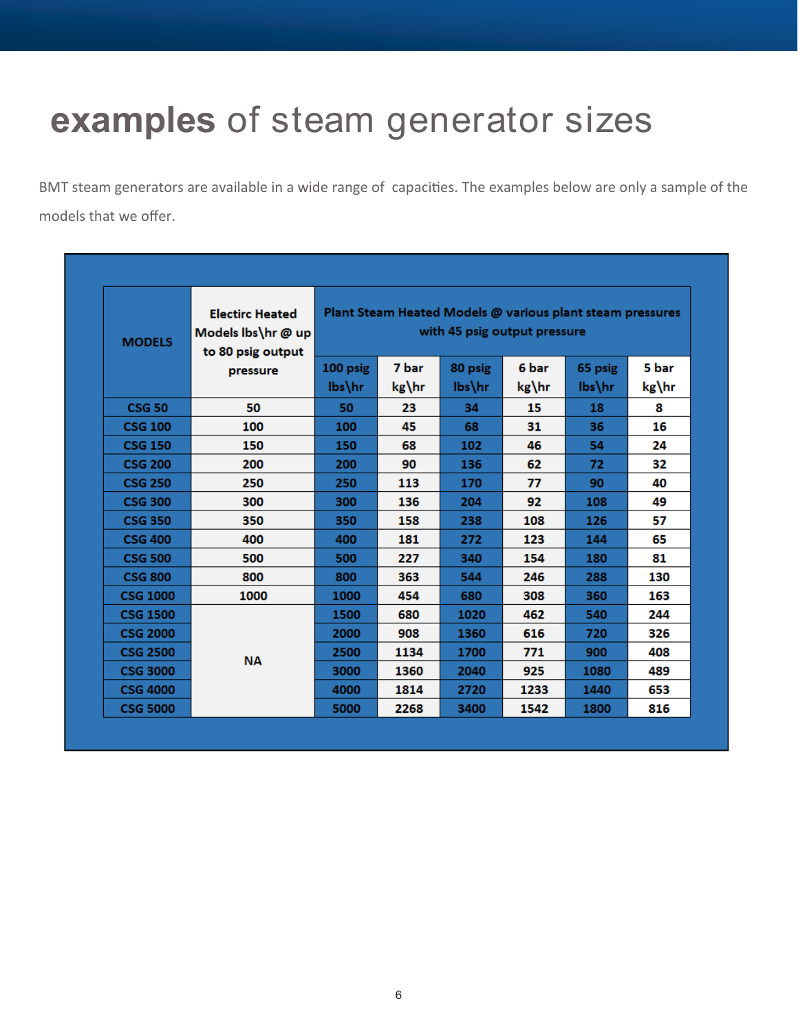# **examples** of steam generator sizes

BMT steam generators are available in a wide range of capacities. The examples below are only a sample of the models that we offer.

| MODELS | Electirc Heated Models lbs\hr @ up to 80 psig output pressure | Plant Steam Heated Models @ various plant steam pressures with 45 psig output pressure | | | | | |
|---|---|---|---|---|---|---|---|
| | | 100 psig lbs\hr | 7 bar kg\hr | 80 psig lbs\hr | 6 bar kg\hr | 65 psig lbs\hr | 5 bar kg\hr |
| CSG 50 | 50 | 50 | 23 | 34 | 15 | 18 | 8 |
| CSG 100 | 100 | 100 | 45 | 68 | 31 | 36 | 16 |
| CSG 150 | 150 | 150 | 68 | 102 | 46 | 54 | 24 |
| CSG 200 | 200 | 200 | 90 | 136 | 62 | 72 | 32 |
| CSG 250 | 250 | 250 | 113 | 170 | 77 | 90 | 40 |
| CSG 300 | 300 | 300 | 136 | 204 | 92 | 108 | 49 |
| CSG 350 | 350 | 350 | 158 | 238 | 108 | 126 | 57 |
| CSG 400 | 400 | 400 | 181 | 272 | 123 | 144 | 65 |
| CSG 500 | 500 | 500 | 227 | 340 | 154 | 180 | 81 |
| CSG 800 | 800 | 800 | 363 | 544 | 246 | 288 | 130 |
| CSG 1000 | 1000 | 1000 | 454 | 680 | 308 | 360 | 163 |
| CSG 1500 | NA | 1500 | 680 | 1020 | 462 | 540 | 244 |
| CSG 2000 | | 2000 | 908 | 1360 | 616 | 720 | 326 |
| CSG 2500 | | 2500 | 1134 | 1700 | 771 | 900 | 408 |
| CSG 3000 | | 3000 | 1360 | 2040 | 925 | 1080 | 489 |
| CSG 4000 | | 4000 | 1814 | 2720 | 1233 | 1440 | 653 |
| CSG 5000 | | 5000 | 2268 | 3400 | 1542 | 1800 | 816 |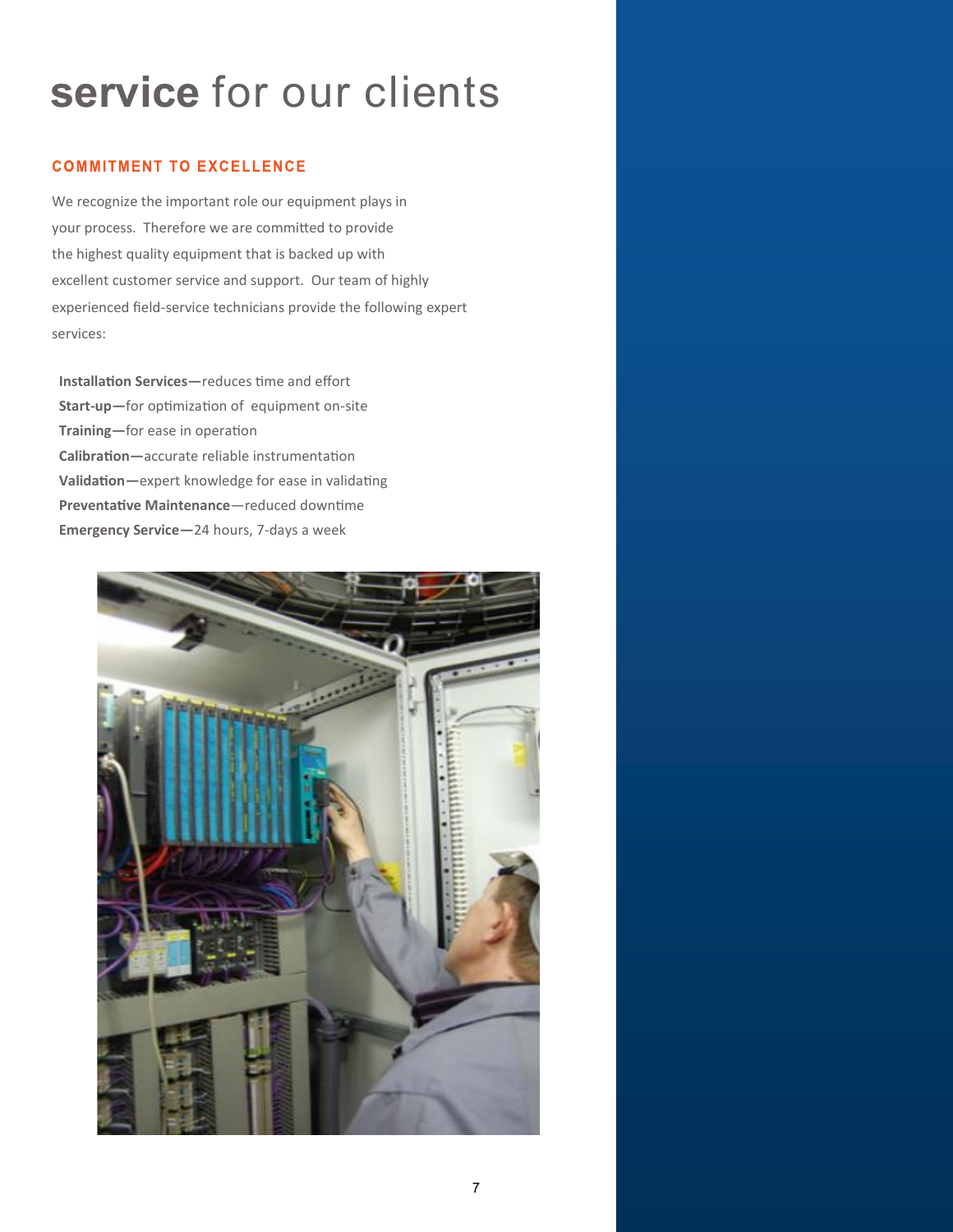# **service** for our clients

## COMMITMENT TO EXCELLENCE

We recognize the important role our equipment plays in your process. Therefore we are committed to provide the highest quality equipment that is backed up with excellent customer service and support. Our team of highly experienced field-service technicians provide the following expert services:

**Installation Services—**reduces time and effort
**Start-up—**for optimization of equipment on-site
**Training—**for ease in operation
**Calibration—**accurate reliable instrumentation
**Validation—**expert knowledge for ease in validating
**Preventative Maintenance**—reduced downtime
**Emergency Service—**24 hours, 7-days a week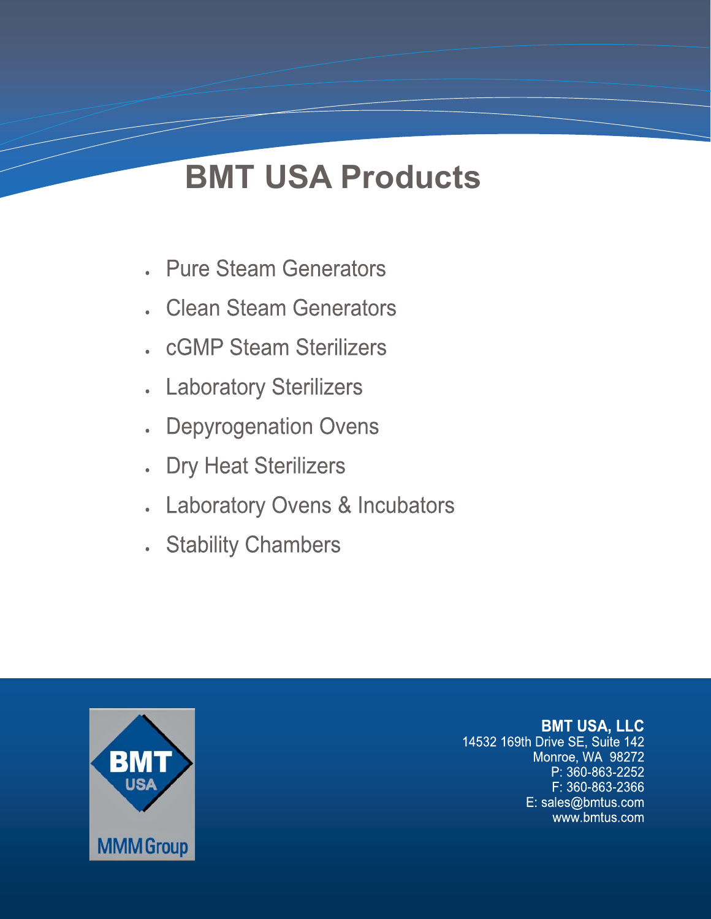# BMT USA Products

- Pure Steam Generators
- Clean Steam Generators
- cGMP Steam Sterilizers
- Laboratory Sterilizers
- Depyrogenation Ovens
- Dry Heat Sterilizers
- Laboratory Ovens & Incubators
- Stability Chambers

BMT USA

MMM Group

**BMT USA, LLC**
14532 169th Drive SE, Suite 142
Monroe, WA 98272
P: 360-863-2252
F: 360-863-2366
E: sales@bmtus.com
www.bmtus.com